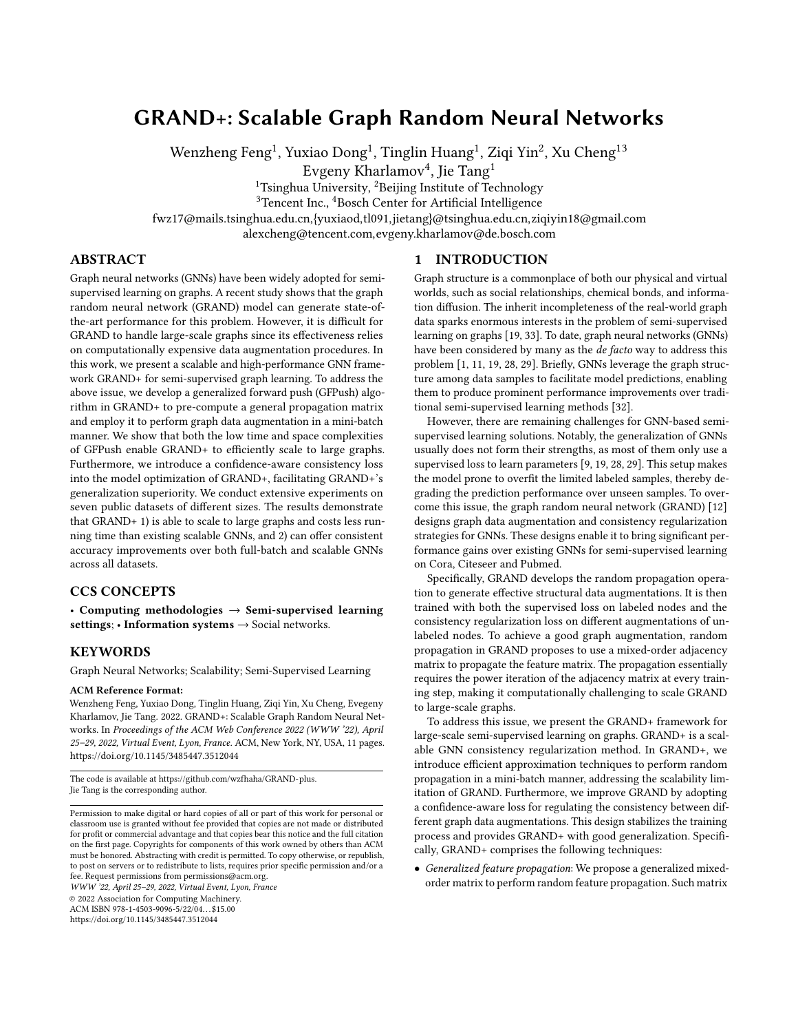# GRAND+: Scalable Graph Random Neural Networks

Wenzheng Feng[1], Yuxiao Dong[1], Tinglin Huang[1], Ziqi Yin[2], Xu Cheng[13]
Evgeny Kharlamov[4], Jie Tang[1]

[1]Tsinghua University, [2]Beijing Institute of Technology
[3]Tencent Inc., [4]Bosch Center for Artificial Intelligence

fwz17@mails.tsinghua.edu.cn,{yuxiaod,tl091,jietang}@tsinghua.edu.cn,ziqiyin18@gmail.com
alexcheng@tencent.com,evgeny.kharlamov@de.bosch.com

## ABSTRACT

Graph neural networks (GNNs) have been widely adopted for semi-supervised learning on graphs. A recent study shows that the graph random neural network (GRAND) model can generate state-of-the-art performance for this problem. However, it is difficult for GRAND to handle large-scale graphs since its effectiveness relies on computationally expensive data augmentation procedures. In this work, we present a scalable and high-performance GNN framework GRAND+ for semi-supervised graph learning. To address the above issue, we develop a generalized forward push (GFPush) algorithm in GRAND+ to pre-compute a general propagation matrix and employ it to perform graph data augmentation in a mini-batch manner. We show that both the low time and space complexities of GFPush enable GRAND+ to efficiently scale to large graphs. Furthermore, we introduce a confidence-aware consistency loss into the model optimization of GRAND+, facilitating GRAND+'s generalization superiority. We conduct extensive experiments on seven public datasets of different sizes. The results demonstrate that GRAND+ 1) is able to scale to large graphs and costs less running time than existing scalable GNNs, and 2) can offer consistent accuracy improvements over both full-batch and scalable GNNs across all datasets.

## CCS CONCEPTS

• **Computing methodologies** → **Semi-supervised learning settings**; • **Information systems** → Social networks.

## KEYWORDS

Graph Neural Networks; Scalability; Semi-Supervised Learning

**ACM Reference Format:**

Wenzheng Feng, Yuxiao Dong, Tinglin Huang, Ziqi Yin, Xu Cheng, Evgeny Kharlamov, Jie Tang. 2022. GRAND+: Scalable Graph Random Neural Networks. In *Proceedings of the ACM Web Conference 2022 (WWW '22), April 25–29, 2022, Virtual Event, Lyon, France.* ACM, New York, NY, USA, 11 pages. https://doi.org/10.1145/3485447.3512044

The code is available at https://github.com/wzfhaha/GRAND-plus.
Jie Tang is the corresponding author.

Permission to make digital or hard copies of all or part of this work for personal or classroom use is granted without fee provided that copies are not made or distributed for profit or commercial advantage and that copies bear this notice and the full citation on the first page. Copyrights for components of this work owned by others than ACM must be honored. Abstracting with credit is permitted. To copy otherwise, or republish, to post on servers or to redistribute to lists, requires prior specific permission and/or a fee. Request permissions from permissions@acm.org.
*WWW '22, April 25–29, 2022, Virtual Event, Lyon, France*
© 2022 Association for Computing Machinery.
ACM ISBN 978-1-4503-9096-5/22/04…$15.00
https://doi.org/10.1145/3485447.3512044

## 1 INTRODUCTION

Graph structure is a commonplace of both our physical and virtual worlds, such as social relationships, chemical bonds, and information diffusion. The inherit incompleteness of the real-world graph data sparks enormous interests in the problem of semi-supervised learning on graphs [19, 33]. To date, graph neural networks (GNNs) have been considered by many as the *de facto* way to address this problem [1, 11, 19, 28, 29]. Briefly, GNNs leverage the graph structure among data samples to facilitate model predictions, enabling them to produce prominent performance improvements over traditional semi-supervised learning methods [32].

However, there are remaining challenges for GNN-based semi-supervised learning solutions. Notably, the generalization of GNNs usually does not form their strengths, as most of them only use a supervised loss to learn parameters [9, 19, 28, 29]. This setup makes the model prone to overfit the limited labeled samples, thereby degrading the prediction performance over unseen samples. To overcome this issue, the graph random neural network (GRAND) [12] designs graph data augmentation and consistency regularization strategies for GNNs. These designs enable it to bring significant performance gains over existing GNNs for semi-supervised learning on Cora, Citeseer and Pubmed.

Specifically, GRAND develops the random propagation operation to generate effective structural data augmentations. It is then trained with both the supervised loss on labeled nodes and the consistency regularization loss on different augmentations of unlabeled nodes. To achieve a good graph augmentation, random propagation in GRAND proposes to use a mixed-order adjacency matrix to propagate the feature matrix. The propagation essentially requires the power iteration of the adjacency matrix at every training step, making it computationally challenging to scale GRAND to large-scale graphs.

To address this issue, we present the GRAND+ framework for large-scale semi-supervised learning on graphs. GRAND+ is a scalable GNN consistency regularization method. In GRAND+, we introduce efficient approximation techniques to perform random propagation in a mini-batch manner, addressing the scalability limitation of GRAND. Furthermore, we improve GRAND by adopting a confidence-aware loss for regulating the consistency between different graph data augmentations. This design stabilizes the training process and provides GRAND+ with good generalization. Specifically, GRAND+ comprises the following techniques:

- *Generalized feature propagation*: We propose a generalized mixed-order matrix to perform random feature propagation. Such matrix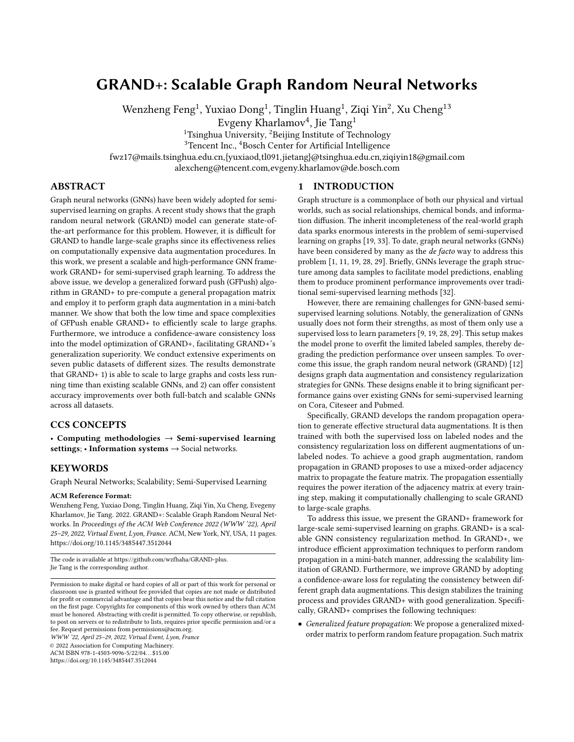# GRAND+: Scalable Graph Random Neural Networks

Wenzheng Feng[1], Yuxiao Dong[1], Tinglin Huang[1], Ziqi Yin[2], Xu Cheng[13]
Evgeny Kharlamov[4], Jie Tang[1]

[1]Tsinghua University, [2]Beijing Institute of Technology
[3]Tencent Inc., [4]Bosch Center for Artificial Intelligence

fwz17@mails.tsinghua.edu.cn,{yuxiaod,tl091,jietang}@tsinghua.edu.cn,ziqiyin18@gmail.com
alexcheng@tencent.com,evgeny.kharlamov@de.bosch.com

## ABSTRACT

Graph neural networks (GNNs) have been widely adopted for semi-supervised learning on graphs. A recent study shows that the graph random neural network (GRAND) model can generate state-of-the-art performance for this problem. However, it is difficult for GRAND to handle large-scale graphs since its effectiveness relies on computationally expensive data augmentation procedures. In this work, we present a scalable and high-performance GNN framework GRAND+ for semi-supervised graph learning. To address the above issue, we develop a generalized forward push (GFPush) algorithm in GRAND+ to pre-compute a general propagation matrix and employ it to perform graph data augmentation in a mini-batch manner. We show that both the low time and space complexities of GFPush enable GRAND+ to efficiently scale to large graphs. Furthermore, we introduce a confidence-aware consistency loss into the model optimization of GRAND+, facilitating GRAND+'s generalization superiority. We conduct extensive experiments on seven public datasets of different sizes. The results demonstrate that GRAND+ 1) is able to scale to large graphs and costs less running time than existing scalable GNNs, and 2) can offer consistent accuracy improvements over both full-batch and scalable GNNs across all datasets.

## CCS CONCEPTS

• **Computing methodologies** → **Semi-supervised learning settings**; • **Information systems** → Social networks.

## KEYWORDS

Graph Neural Networks; Scalability; Semi-Supervised Learning

**ACM Reference Format:**

Wenzheng Feng, Yuxiao Dong, Tinglin Huang, Ziqi Yin, Xu Cheng, Evgeny Kharlamov, Jie Tang. 2022. GRAND+: Scalable Graph Random Neural Networks. In *Proceedings of the ACM Web Conference 2022 (WWW '22), April 25–29, 2022, Virtual Event, Lyon, France.* ACM, New York, NY, USA, 11 pages. https://doi.org/10.1145/3485447.3512044

The code is available at https://github.com/wzfhaha/GRAND-plus.
Jie Tang is the corresponding author.

Permission to make digital or hard copies of all or part of this work for personal or classroom use is granted without fee provided that copies are not made or distributed for profit or commercial advantage and that copies bear this notice and the full citation on the first page. Copyrights for components of this work owned by others than ACM must be honored. Abstracting with credit is permitted. To copy otherwise, or republish, to post on servers or to redistribute to lists, requires prior specific permission and/or a fee. Request permissions from permissions@acm.org.
*WWW '22, April 25–29, 2022, Virtual Event, Lyon, France*
© 2022 Association for Computing Machinery.
ACM ISBN 978-1-4503-9096-5/22/04...$15.00
https://doi.org/10.1145/3485447.3512044

## 1 INTRODUCTION

Graph structure is a commonplace of both our physical and virtual worlds, such as social relationships, chemical bonds, and information diffusion. The inherit incompleteness of the real-world graph data sparks enormous interests in the problem of semi-supervised learning on graphs [19, 33]. To date, graph neural networks (GNNs) have been considered by many as the *de facto* way to address this problem [1, 11, 19, 28, 29]. Briefly, GNNs leverage the graph structure among data samples to facilitate model predictions, enabling them to produce prominent performance improvements over traditional semi-supervised learning methods [32].

However, there are remaining challenges for GNN-based semi-supervised learning solutions. Notably, the generalization of GNNs usually does not form their strengths, as most of them only use a supervised loss to learn parameters [9, 19, 28, 29]. This setup makes the model prone to overfit the limited labeled samples, thereby degrading the prediction performance over unseen samples. To overcome this issue, the graph random neural network (GRAND) [12] designs graph data augmentation and consistency regularization strategies for GNNs. These designs enable it to bring significant performance gains over existing GNNs for semi-supervised learning on Cora, Citeseer and Pubmed.

Specifically, GRAND develops the random propagation operation to generate effective structural data augmentations. It is then trained with both the supervised loss on labeled nodes and the consistency regularization loss on different augmentations of unlabeled nodes. To achieve a good graph augmentation, random propagation in GRAND proposes to use a mixed-order adjacency matrix to propagate the feature matrix. The propagation essentially requires the power iteration of the adjacency matrix at every training step, making it computationally challenging to scale GRAND to large-scale graphs.

To address this issue, we present the GRAND+ framework for large-scale semi-supervised learning on graphs. GRAND+ is a scalable GNN consistency regularization method. In GRAND+, we introduce efficient approximation techniques to perform random propagation in a mini-batch manner, addressing the scalability limitation of GRAND. Furthermore, we improve GRAND by adopting a confidence-aware loss for regulating the consistency between different graph data augmentations. This design stabilizes the training process and provides GRAND+ with good generalization. Specifically, GRAND+ comprises the following techniques:

- *Generalized feature propagation*: We propose a generalized mixed-order matrix to perform random feature propagation. Such matrix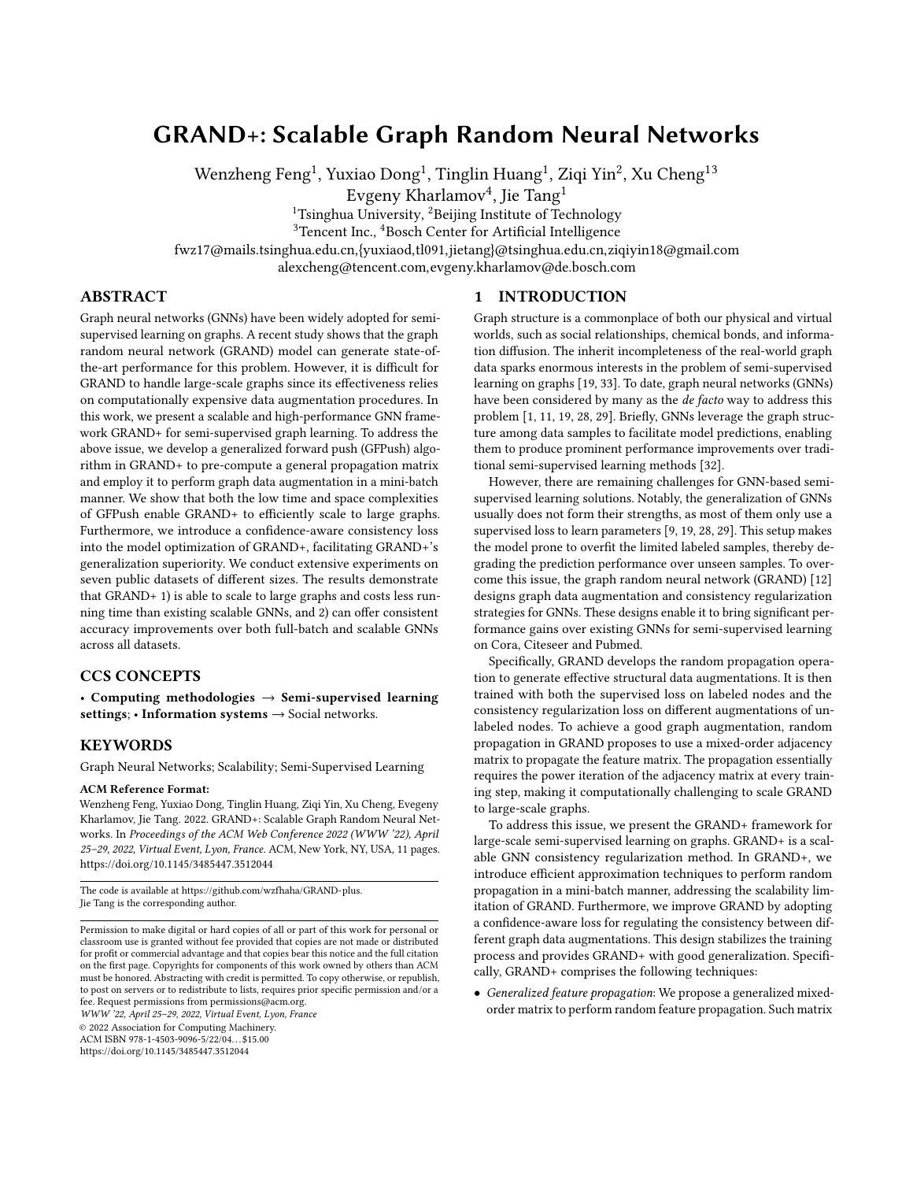# GRAND+: Scalable Graph Random Neural Networks

Wenzheng Feng[1], Yuxiao Dong[1], Tinglin Huang[1], Ziqi Yin[2], Xu Cheng[1,3]
Evgeny Kharlamov[4], Jie Tang[1]

[1]Tsinghua University, [2]Beijing Institute of Technology
[3]Tencent Inc., [4]Bosch Center for Artificial Intelligence

fwz17@mails.tsinghua.edu.cn,{yuxiaod,tl091,jietang}@tsinghua.edu.cn,ziqiyin18@gmail.com
alexcheng@tencent.com,evgeny.kharlamov@de.bosch.com

## ABSTRACT

Graph neural networks (GNNs) have been widely adopted for semi-supervised learning on graphs. A recent study shows that the graph random neural network (GRAND) model can generate state-of-the-art performance for this problem. However, it is difficult for GRAND to handle large-scale graphs since its effectiveness relies on computationally expensive data augmentation procedures. In this work, we present a scalable and high-performance GNN framework GRAND+ for semi-supervised graph learning. To address the above issue, we develop a generalized forward push (GFPush) algorithm in GRAND+ to pre-compute a general propagation matrix and employ it to perform graph data augmentation in a mini-batch manner. We show that both the low time and space complexities of GFPush enable GRAND+ to efficiently scale to large graphs. Furthermore, we introduce a confidence-aware consistency loss into the model optimization of GRAND+, facilitating GRAND+'s generalization superiority. We conduct extensive experiments on seven public datasets of different sizes. The results demonstrate that GRAND+ 1) is able to scale to large graphs and costs less running time than existing scalable GNNs, and 2) can offer consistent accuracy improvements over both full-batch and scalable GNNs across all datasets.

## CCS CONCEPTS

• **Computing methodologies** → **Semi-supervised learning settings**; • **Information systems** → Social networks.

## KEYWORDS

Graph Neural Networks; Scalability; Semi-Supervised Learning

**ACM Reference Format:**
Wenzheng Feng, Yuxiao Dong, Tinglin Huang, Ziqi Yin, Xu Cheng, Evgeny Kharlamov, Jie Tang. 2022. GRAND+: Scalable Graph Random Neural Networks. In *Proceedings of the ACM Web Conference 2022 (WWW '22), April 25–29, 2022, Virtual Event, Lyon, France.* ACM, New York, NY, USA, 11 pages. https://doi.org/10.1145/3485447.3512044

The code is available at https://github.com/wzfhaha/GRAND-plus.
Jie Tang is the corresponding author.

Permission to make digital or hard copies of all or part of this work for personal or classroom use is granted without fee provided that copies are not made or distributed for profit or commercial advantage and that copies bear this notice and the full citation on the first page. Copyrights for components of this work owned by others than ACM must be honored. Abstracting with credit is permitted. To copy otherwise, or republish, to post on servers or to redistribute to lists, requires prior specific permission and/or a fee. Request permissions from permissions@acm.org.
*WWW '22, April 25–29, 2022, Virtual Event, Lyon, France*
© 2022 Association for Computing Machinery.
ACM ISBN 978-1-4503-9096-5/22/04…$15.00
https://doi.org/10.1145/3485447.3512044

## 1 INTRODUCTION

Graph structure is a commonplace of both our physical and virtual worlds, such as social relationships, chemical bonds, and information diffusion. The inherit incompleteness of the real-world graph data sparks enormous interests in the problem of semi-supervised learning on graphs [19, 33]. To date, graph neural networks (GNNs) have been considered by many as the *de facto* way to address this problem [1, 11, 19, 28, 29]. Briefly, GNNs leverage the graph structure among data samples to facilitate model predictions, enabling them to produce prominent performance improvements over traditional semi-supervised learning methods [32].

However, there are remaining challenges for GNN-based semi-supervised learning solutions. Notably, the generalization of GNNs usually does not form their strengths, as most of them only use a supervised loss to learn parameters [9, 19, 28, 29]. This setup makes the model prone to overfit the limited labeled samples, thereby degrading the prediction performance over unseen samples. To overcome this issue, the graph random neural network (GRAND) [12] designs graph data augmentation and consistency regularization strategies for GNNs. These designs enable it to bring significant performance gains over existing GNNs for semi-supervised learning on Cora, Citeseer and Pubmed.

Specifically, GRAND develops the random propagation operation to generate effective structural data augmentations. It is then trained with both the supervised loss on labeled nodes and the consistency regularization loss on different augmentations of unlabeled nodes. To achieve a good graph augmentation, random propagation in GRAND proposes to use a mixed-order adjacency matrix to propagate the feature matrix. The propagation essentially requires the power iteration of the adjacency matrix at every training step, making it computationally challenging to scale GRAND to large-scale graphs.

To address this issue, we present the GRAND+ framework for large-scale semi-supervised learning on graphs. GRAND+ is a scalable GNN consistency regularization method. In GRAND+, we introduce efficient approximation techniques to perform random propagation in a mini-batch manner, addressing the scalability limitation of GRAND. Furthermore, we improve GRAND by adopting a confidence-aware loss for regulating the consistency between different graph data augmentations. This design stabilizes the training process and provides GRAND+ with good generalization. Specifically, GRAND+ comprises the following techniques:

- *Generalized feature propagation*: We propose a generalized mixed-order matrix to perform random feature propagation. Such matrix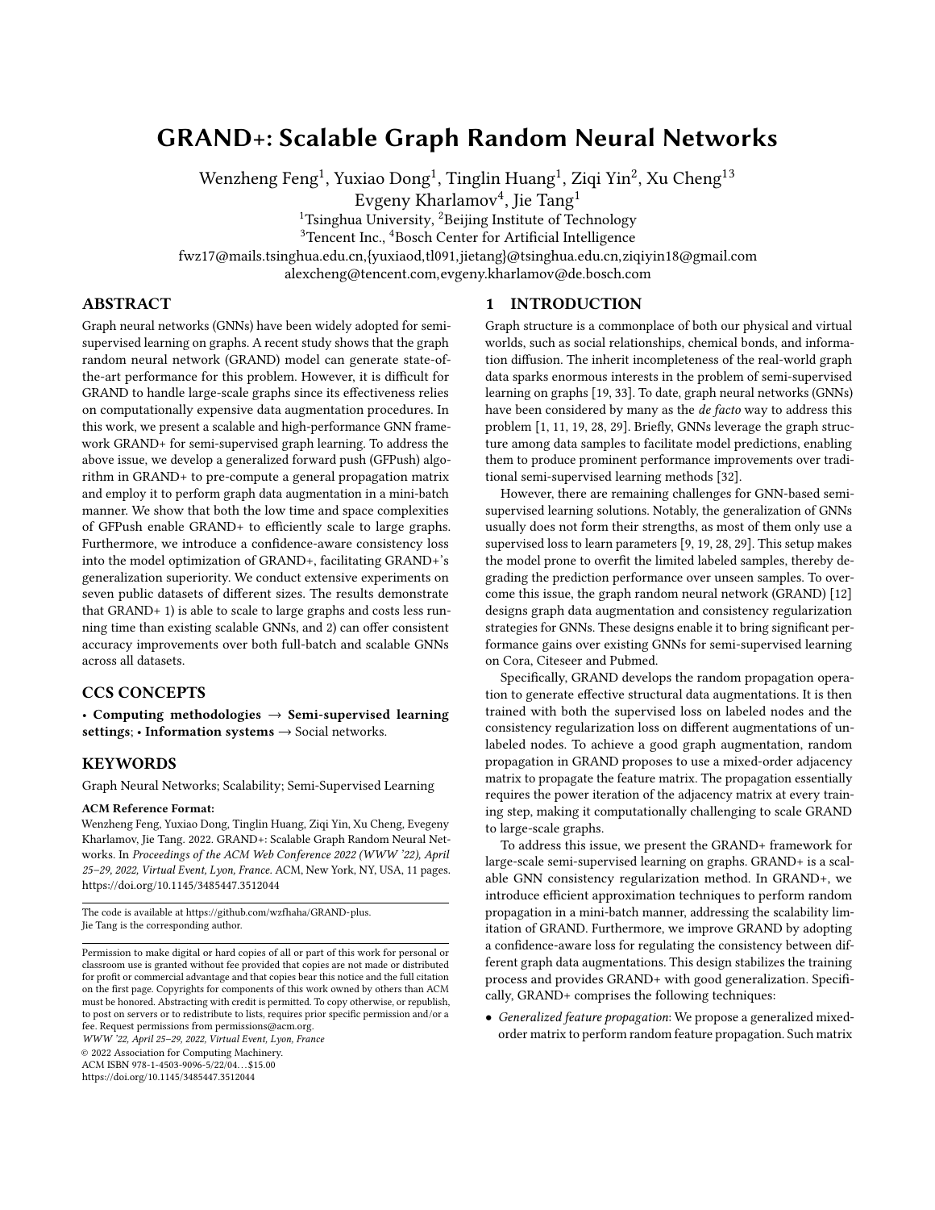# GRAND+: Scalable Graph Random Neural Networks

Wenzheng Feng[1], Yuxiao Dong[1], Tinglin Huang[1], Ziqi Yin[2], Xu Cheng[13]
Evgeny Kharlamov[4], Jie Tang[1]

[1]Tsinghua University, [2]Beijing Institute of Technology
[3]Tencent Inc., [4]Bosch Center for Artificial Intelligence

fwz17@mails.tsinghua.edu.cn,{yuxiaod,tl091,jietang}@tsinghua.edu.cn,ziqiyin18@gmail.com
alexcheng@tencent.com,evgeny.kharlamov@de.bosch.com

## ABSTRACT

Graph neural networks (GNNs) have been widely adopted for semi-supervised learning on graphs. A recent study shows that the graph random neural network (GRAND) model can generate state-of-the-art performance for this problem. However, it is difficult for GRAND to handle large-scale graphs since its effectiveness relies on computationally expensive data augmentation procedures. In this work, we present a scalable and high-performance GNN framework GRAND+ for semi-supervised graph learning. To address the above issue, we develop a generalized forward push (GFPush) algorithm in GRAND+ to pre-compute a general propagation matrix and employ it to perform graph data augmentation in a mini-batch manner. We show that both the low time and space complexities of GFPush enable GRAND+ to efficiently scale to large graphs. Furthermore, we introduce a confidence-aware consistency loss into the model optimization of GRAND+, facilitating GRAND+'s generalization superiority. We conduct extensive experiments on seven public datasets of different sizes. The results demonstrate that GRAND+ 1) is able to scale to large graphs and costs less running time than existing scalable GNNs, and 2) can offer consistent accuracy improvements over both full-batch and scalable GNNs across all datasets.

## CCS CONCEPTS

• **Computing methodologies** → **Semi-supervised learning settings**; • **Information systems** → Social networks.

## KEYWORDS

Graph Neural Networks; Scalability; Semi-Supervised Learning

**ACM Reference Format:**
Wenzheng Feng, Yuxiao Dong, Tinglin Huang, Ziqi Yin, Xu Cheng, Evgeny Kharlamov, Jie Tang. 2022. GRAND+: Scalable Graph Random Neural Networks. In *Proceedings of the ACM Web Conference 2022 (WWW '22), April 25–29, 2022, Virtual Event, Lyon, France.* ACM, New York, NY, USA, 11 pages. https://doi.org/10.1145/3485447.3512044

The code is available at https://github.com/wzfhaha/GRAND-plus.
Jie Tang is the corresponding author.

Permission to make digital or hard copies of all or part of this work for personal or classroom use is granted without fee provided that copies are not made or distributed for profit or commercial advantage and that copies bear this notice and the full citation on the first page. Copyrights for components of this work owned by others than ACM must be honored. Abstracting with credit is permitted. To copy otherwise, or republish, to post on servers or to redistribute to lists, requires prior specific permission and/or a fee. Request permissions from permissions@acm.org.
*WWW '22, April 25–29, 2022, Virtual Event, Lyon, France*
© 2022 Association for Computing Machinery.
ACM ISBN 978-1-4503-9096-5/22/04…$15.00
https://doi.org/10.1145/3485447.3512044

## 1 INTRODUCTION

Graph structure is a commonplace of both our physical and virtual worlds, such as social relationships, chemical bonds, and information diffusion. The inherit incompleteness of the real-world graph data sparks enormous interests in the problem of semi-supervised learning on graphs [19, 33]. To date, graph neural networks (GNNs) have been considered by many as the *de facto* way to address this problem [1, 11, 19, 28, 29]. Briefly, GNNs leverage the graph structure among data samples to facilitate model predictions, enabling them to produce prominent performance improvements over traditional semi-supervised learning methods [32].

However, there are remaining challenges for GNN-based semi-supervised learning solutions. Notably, the generalization of GNNs usually does not form their strengths, as most of them only use a supervised loss to learn parameters [9, 19, 28, 29]. This setup makes the model prone to overfit the limited labeled samples, thereby degrading the prediction performance over unseen samples. To overcome this issue, the graph random neural network (GRAND) [12] designs graph data augmentation and consistency regularization strategies for GNNs. These designs enable it to bring significant performance gains over existing GNNs for semi-supervised learning on Cora, Citeseer and Pubmed.

Specifically, GRAND develops the random propagation operation to generate effective structural data augmentations. It is then trained with both the supervised loss on labeled nodes and the consistency regularization loss on different augmentations of unlabeled nodes. To achieve a good graph augmentation, random propagation in GRAND proposes to use a mixed-order adjacency matrix to propagate the feature matrix. The propagation essentially requires the power iteration of the adjacency matrix at every training step, making it computationally challenging to scale GRAND to large-scale graphs.

To address this issue, we present the GRAND+ framework for large-scale semi-supervised learning on graphs. GRAND+ is a scalable GNN consistency regularization method. In GRAND+, we introduce efficient approximation techniques to perform random propagation in a mini-batch manner, addressing the scalability limitation of GRAND. Furthermore, we improve GRAND by adopting a confidence-aware loss for regulating the consistency between different graph data augmentations. This design stabilizes the training process and provides GRAND+ with good generalization. Specifically, GRAND+ comprises the following techniques:

- *Generalized feature propagation*: We propose a generalized mixed-order matrix to perform random feature propagation. Such matrix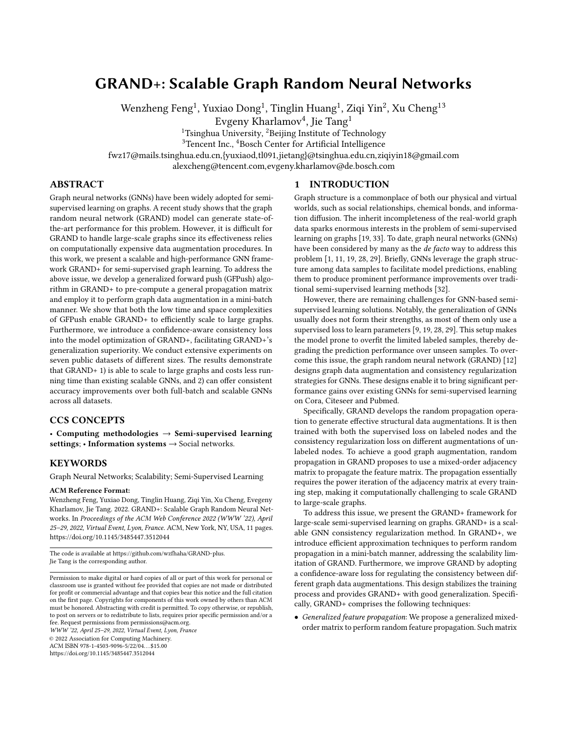# GRAND+: Scalable Graph Random Neural Networks

Wenzheng Feng[1], Yuxiao Dong[1], Tinglin Huang[1], Ziqi Yin[2], Xu Cheng[13]
Evgeny Kharlamov[4], Jie Tang[1]

[1]Tsinghua University, [2]Beijing Institute of Technology
[3]Tencent Inc., [4]Bosch Center for Artificial Intelligence

fwz17@mails.tsinghua.edu.cn,{yuxiaod,tl091,jietang}@tsinghua.edu.cn,ziqiyin18@gmail.com
alexcheng@tencent.com,evgeny.kharlamov@de.bosch.com

## ABSTRACT

Graph neural networks (GNNs) have been widely adopted for semi-supervised learning on graphs. A recent study shows that the graph random neural network (GRAND) model can generate state-of-the-art performance for this problem. However, it is difficult for GRAND to handle large-scale graphs since its effectiveness relies on computationally expensive data augmentation procedures. In this work, we present a scalable and high-performance GNN framework GRAND+ for semi-supervised graph learning. To address the above issue, we develop a generalized forward push (GFPush) algorithm in GRAND+ to pre-compute a general propagation matrix and employ it to perform graph data augmentation in a mini-batch manner. We show that both the low time and space complexities of GFPush enable GRAND+ to efficiently scale to large graphs. Furthermore, we introduce a confidence-aware consistency loss into the model optimization of GRAND+, facilitating GRAND+'s generalization superiority. We conduct extensive experiments on seven public datasets of different sizes. The results demonstrate that GRAND+ 1) is able to scale to large graphs and costs less running time than existing scalable GNNs, and 2) can offer consistent accuracy improvements over both full-batch and scalable GNNs across all datasets.

## CCS CONCEPTS

• **Computing methodologies** → **Semi-supervised learning settings**; • **Information systems** → Social networks.

## KEYWORDS

Graph Neural Networks; Scalability; Semi-Supervised Learning

**ACM Reference Format:**
Wenzheng Feng, Yuxiao Dong, Tinglin Huang, Ziqi Yin, Xu Cheng, Evgeny Kharlamov, Jie Tang. 2022. GRAND+: Scalable Graph Random Neural Networks. In *Proceedings of the ACM Web Conference 2022 (WWW '22), April 25–29, 2022, Virtual Event, Lyon, France.* ACM, New York, NY, USA, 11 pages. https://doi.org/10.1145/3485447.3512044

The code is available at https://github.com/wzfhaha/GRAND-plus.
Jie Tang is the corresponding author.

Permission to make digital or hard copies of all or part of this work for personal or classroom use is granted without fee provided that copies are not made or distributed for profit or commercial advantage and that copies bear this notice and the full citation on the first page. Copyrights for components of this work owned by others than ACM must be honored. Abstracting with credit is permitted. To copy otherwise, or republish, to post on servers or to redistribute to lists, requires prior specific permission and/or a fee. Request permissions from permissions@acm.org.
*WWW '22, April 25–29, 2022, Virtual Event, Lyon, France*
© 2022 Association for Computing Machinery.
ACM ISBN 978-1-4503-9096-5/22/04…$15.00
https://doi.org/10.1145/3485447.3512044

## 1 INTRODUCTION

Graph structure is a commonplace of both our physical and virtual worlds, such as social relationships, chemical bonds, and information diffusion. The inherit incompleteness of the real-world graph data sparks enormous interests in the problem of semi-supervised learning on graphs [19, 33]. To date, graph neural networks (GNNs) have been considered by many as the *de facto* way to address this problem [1, 11, 19, 28, 29]. Briefly, GNNs leverage the graph structure among data samples to facilitate model predictions, enabling them to produce prominent performance improvements over traditional semi-supervised learning methods [32].

However, there are remaining challenges for GNN-based semi-supervised learning solutions. Notably, the generalization of GNNs usually does not form their strengths, as most of them only use a supervised loss to learn parameters [9, 19, 28, 29]. This setup makes the model prone to overfit the limited labeled samples, thereby degrading the prediction performance over unseen samples. To overcome this issue, the graph random neural network (GRAND) [12] designs graph data augmentation and consistency regularization strategies for GNNs. These designs enable it to bring significant performance gains over existing GNNs for semi-supervised learning on Cora, Citeseer and Pubmed.

Specifically, GRAND develops the random propagation operation to generate effective structural data augmentations. It is then trained with both the supervised loss on labeled nodes and the consistency regularization loss on different augmentations of unlabeled nodes. To achieve a good graph augmentation, random propagation in GRAND proposes to use a mixed-order adjacency matrix to propagate the feature matrix. The propagation essentially requires the power iteration of the adjacency matrix at every training step, making it computationally challenging to scale GRAND to large-scale graphs.

To address this issue, we present the GRAND+ framework for large-scale semi-supervised learning on graphs. GRAND+ is a scalable GNN consistency regularization method. In GRAND+, we introduce efficient approximation techniques to perform random propagation in a mini-batch manner, addressing the scalability limitation of GRAND. Furthermore, we improve GRAND by adopting a confidence-aware loss for regulating the consistency between different graph data augmentations. This design stabilizes the training process and provides GRAND+ with good generalization. Specifically, GRAND+ comprises the following techniques:

- *Generalized feature propagation*: We propose a generalized mixed-order matrix to perform random feature propagation. Such matrix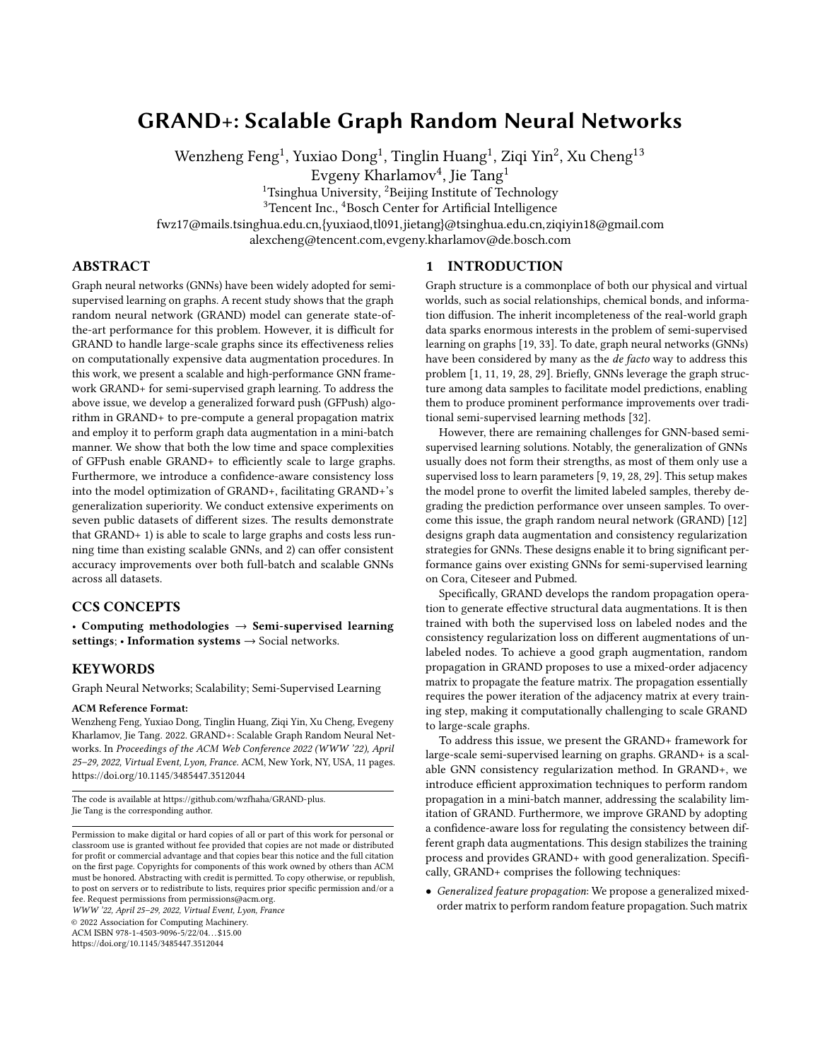# GRAND+: Scalable Graph Random Neural Networks

Wenzheng Feng[1], Yuxiao Dong[1], Tinglin Huang[1], Ziqi Yin[2], Xu Cheng[13]
Evgeny Kharlamov[4], Jie Tang[1]

[1]Tsinghua University, [2]Beijing Institute of Technology
[3]Tencent Inc., [4]Bosch Center for Artificial Intelligence

fwz17@mails.tsinghua.edu.cn,{yuxiaod,tl091,jietang}@tsinghua.edu.cn,ziqiyin18@gmail.com
alexcheng@tencent.com,evgeny.kharlamov@de.bosch.com

## ABSTRACT

Graph neural networks (GNNs) have been widely adopted for semi-supervised learning on graphs. A recent study shows that the graph random neural network (GRAND) model can generate state-of-the-art performance for this problem. However, it is difficult for GRAND to handle large-scale graphs since its effectiveness relies on computationally expensive data augmentation procedures. In this work, we present a scalable and high-performance GNN framework GRAND+ for semi-supervised graph learning. To address the above issue, we develop a generalized forward push (GFPush) algorithm in GRAND+ to pre-compute a general propagation matrix and employ it to perform graph data augmentation in a mini-batch manner. We show that both the low time and space complexities of GFPush enable GRAND+ to efficiently scale to large graphs. Furthermore, we introduce a confidence-aware consistency loss into the model optimization of GRAND+, facilitating GRAND+'s generalization superiority. We conduct extensive experiments on seven public datasets of different sizes. The results demonstrate that GRAND+ 1) is able to scale to large graphs and costs less running time than existing scalable GNNs, and 2) can offer consistent accuracy improvements over both full-batch and scalable GNNs across all datasets.

## CCS CONCEPTS

• **Computing methodologies** → **Semi-supervised learning settings**; • **Information systems** → Social networks.

## KEYWORDS

Graph Neural Networks; Scalability; Semi-Supervised Learning

**ACM Reference Format:**
Wenzheng Feng, Yuxiao Dong, Tinglin Huang, Ziqi Yin, Xu Cheng, Evgeny Kharlamov, Jie Tang. 2022. GRAND+: Scalable Graph Random Neural Networks. In *Proceedings of the ACM Web Conference 2022 (WWW '22), April 25–29, 2022, Virtual Event, Lyon, France.* ACM, New York, NY, USA, 11 pages. https://doi.org/10.1145/3485447.3512044

The code is available at https://github.com/wzfhaha/GRAND-plus.
Jie Tang is the corresponding author.

Permission to make digital or hard copies of all or part of this work for personal or classroom use is granted without fee provided that copies are not made or distributed for profit or commercial advantage and that copies bear this notice and the full citation on the first page. Copyrights for components of this work owned by others than ACM must be honored. Abstracting with credit is permitted. To copy otherwise, or republish, to post on servers or to redistribute to lists, requires prior specific permission and/or a fee. Request permissions from permissions@acm.org.
*WWW '22, April 25–29, 2022, Virtual Event, Lyon, France*
© 2022 Association for Computing Machinery.
ACM ISBN 978-1-4503-9096-5/22/04…$15.00
https://doi.org/10.1145/3485447.3512044

## 1 INTRODUCTION

Graph structure is a commonplace of both our physical and virtual worlds, such as social relationships, chemical bonds, and information diffusion. The inherit incompleteness of the real-world graph data sparks enormous interests in the problem of semi-supervised learning on graphs [19, 33]. To date, graph neural networks (GNNs) have been considered by many as the *de facto* way to address this problem [1, 11, 19, 28, 29]. Briefly, GNNs leverage the graph structure among data samples to facilitate model predictions, enabling them to produce prominent performance improvements over traditional semi-supervised learning methods [32].

However, there are remaining challenges for GNN-based semi-supervised learning solutions. Notably, the generalization of GNNs usually does not form their strengths, as most of them only use a supervised loss to learn parameters [9, 19, 28, 29]. This setup makes the model prone to overfit the limited labeled samples, thereby degrading the prediction performance over unseen samples. To overcome this issue, the graph random neural network (GRAND) [12] designs graph data augmentation and consistency regularization strategies for GNNs. These designs enable it to bring significant performance gains over existing GNNs for semi-supervised learning on Cora, Citeseer and Pubmed.

Specifically, GRAND develops the random propagation operation to generate effective structural data augmentations. It is then trained with both the supervised loss on labeled nodes and the consistency regularization loss on different augmentations of unlabeled nodes. To achieve a good graph augmentation, random propagation in GRAND proposes to use a mixed-order adjacency matrix to propagate the feature matrix. The propagation essentially requires the power iteration of the adjacency matrix at every training step, making it computationally challenging to scale GRAND to large-scale graphs.

To address this issue, we present the GRAND+ framework for large-scale semi-supervised learning on graphs. GRAND+ is a scalable GNN consistency regularization method. In GRAND+, we introduce efficient approximation techniques to perform random propagation in a mini-batch manner, addressing the scalability limitation of GRAND. Furthermore, we improve GRAND by adopting a confidence-aware loss for regulating the consistency between different graph data augmentations. This design stabilizes the training process and provides GRAND+ with good generalization. Specifically, GRAND+ comprises the following techniques:

- *Generalized feature propagation*: We propose a generalized mixed-order matrix to perform random feature propagation. Such matrix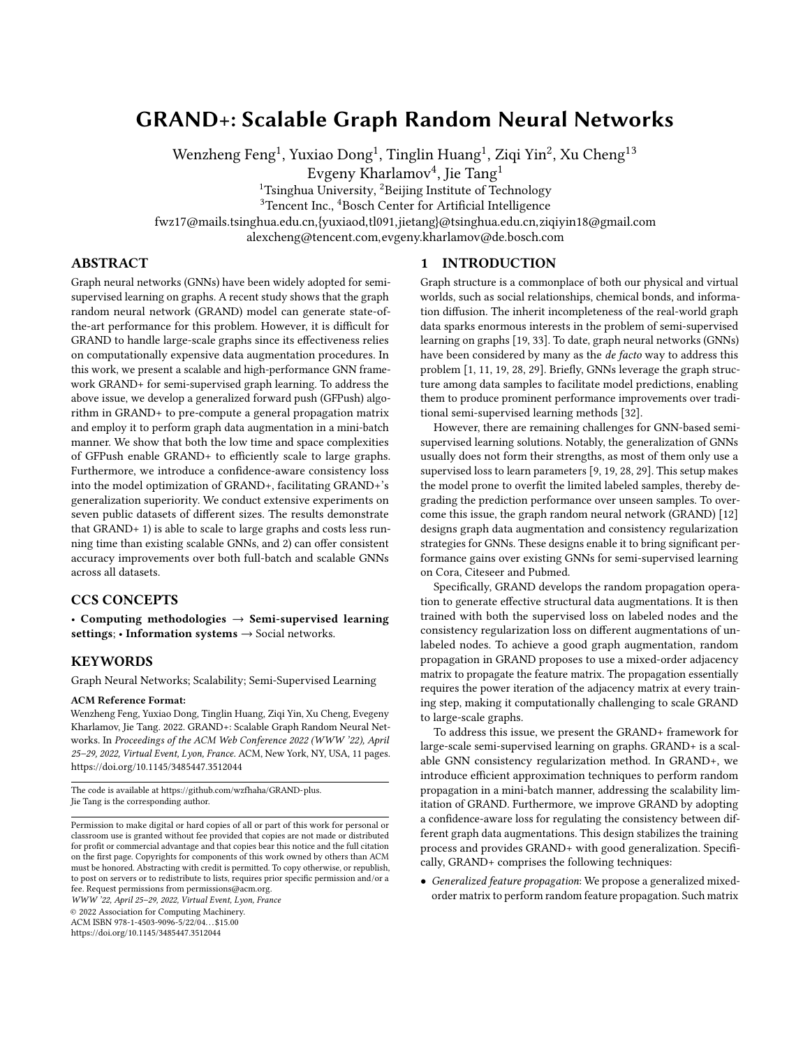# GRAND+: Scalable Graph Random Neural Networks

Wenzheng Feng[1], Yuxiao Dong[1], Tinglin Huang[1], Ziqi Yin[2], Xu Cheng[13]
Evgeny Kharlamov[4], Jie Tang[1]

[1]Tsinghua University, [2]Beijing Institute of Technology
[3]Tencent Inc., [4]Bosch Center for Artificial Intelligence
fwz17@mails.tsinghua.edu.cn,{yuxiaod,tl091,jietang}@tsinghua.edu.cn,ziqiyin18@gmail.com
alexcheng@tencent.com,evgeny.kharlamov@de.bosch.com

## ABSTRACT

Graph neural networks (GNNs) have been widely adopted for semi-supervised learning on graphs. A recent study shows that the graph random neural network (GRAND) model can generate state-of-the-art performance for this problem. However, it is difficult for GRAND to handle large-scale graphs since its effectiveness relies on computationally expensive data augmentation procedures. In this work, we present a scalable and high-performance GNN framework GRAND+ for semi-supervised graph learning. To address the above issue, we develop a generalized forward push (GFPush) algorithm in GRAND+ to pre-compute a general propagation matrix and employ it to perform graph data augmentation in a mini-batch manner. We show that both the low time and space complexities of GFPush enable GRAND+ to efficiently scale to large graphs. Furthermore, we introduce a confidence-aware consistency loss into the model optimization of GRAND+, facilitating GRAND+'s generalization superiority. We conduct extensive experiments on seven public datasets of different sizes. The results demonstrate that GRAND+ 1) is able to scale to large graphs and costs less running time than existing scalable GNNs, and 2) can offer consistent accuracy improvements over both full-batch and scalable GNNs across all datasets.

## CCS CONCEPTS

• **Computing methodologies** → **Semi-supervised learning settings**; • **Information systems** → Social networks.

## KEYWORDS

Graph Neural Networks; Scalability; Semi-Supervised Learning

**ACM Reference Format:**
Wenzheng Feng, Yuxiao Dong, Tinglin Huang, Ziqi Yin, Xu Cheng, Evgeny Kharlamov, Jie Tang. 2022. GRAND+: Scalable Graph Random Neural Networks. In *Proceedings of the ACM Web Conference 2022 (WWW '22), April 25–29, 2022, Virtual Event, Lyon, France.* ACM, New York, NY, USA, 11 pages. https://doi.org/10.1145/3485447.3512044

The code is available at https://github.com/wzfhaha/GRAND-plus.
Jie Tang is the corresponding author.

Permission to make digital or hard copies of all or part of this work for personal or classroom use is granted without fee provided that copies are not made or distributed for profit or commercial advantage and that copies bear this notice and the full citation on the first page. Copyrights for components of this work owned by others than ACM must be honored. Abstracting with credit is permitted. To copy otherwise, or republish, to post on servers or to redistribute to lists, requires prior specific permission and/or a fee. Request permissions from permissions@acm.org.
*WWW '22, April 25–29, 2022, Virtual Event, Lyon, France*
© 2022 Association for Computing Machinery.
ACM ISBN 978-1-4503-9096-5/22/04…$15.00
https://doi.org/10.1145/3485447.3512044

## 1 INTRODUCTION

Graph structure is a commonplace of both our physical and virtual worlds, such as social relationships, chemical bonds, and information diffusion. The inherit incompleteness of the real-world graph data sparks enormous interests in the problem of semi-supervised learning on graphs [19, 33]. To date, graph neural networks (GNNs) have been considered by many as the *de facto* way to address this problem [1, 11, 19, 28, 29]. Briefly, GNNs leverage the graph structure among data samples to facilitate model predictions, enabling them to produce prominent performance improvements over traditional semi-supervised learning methods [32].

However, there are remaining challenges for GNN-based semi-supervised learning solutions. Notably, the generalization of GNNs usually does not form their strengths, as most of them only use a supervised loss to learn parameters [9, 19, 28, 29]. This setup makes the model prone to overfit the limited labeled samples, thereby degrading the prediction performance over unseen samples. To overcome this issue, the graph random neural network (GRAND) [12] designs graph data augmentation and consistency regularization strategies for GNNs. These designs enable it to bring significant performance gains over existing GNNs for semi-supervised learning on Cora, Citeseer and Pubmed.

Specifically, GRAND develops the random propagation operation to generate effective structural data augmentations. It is then trained with both the supervised loss on labeled nodes and the consistency regularization loss on different augmentations of unlabeled nodes. To achieve a good graph augmentation, random propagation in GRAND proposes to use a mixed-order adjacency matrix to propagate the feature matrix. The propagation essentially requires the power iteration of the adjacency matrix at every training step, making it computationally challenging to scale GRAND to large-scale graphs.

To address this issue, we present the GRAND+ framework for large-scale semi-supervised learning on graphs. GRAND+ is a scalable GNN consistency regularization method. In GRAND+, we introduce efficient approximation techniques to perform random propagation in a mini-batch manner, addressing the scalability limitation of GRAND. Furthermore, we improve GRAND by adopting a confidence-aware loss for regulating the consistency between different graph data augmentations. This design stabilizes the training process and provides GRAND+ with good generalization. Specifically, GRAND+ comprises the following techniques:

- *Generalized feature propagation*: We propose a generalized mixed-order matrix to perform random feature propagation. Such matrix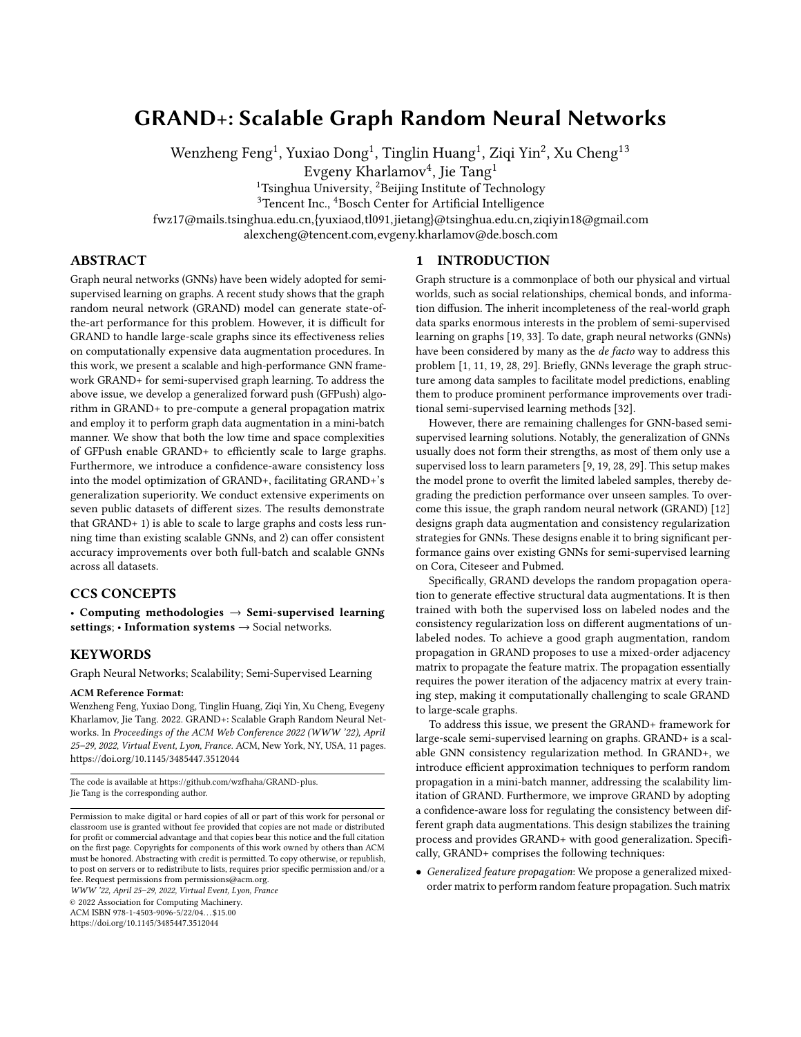# GRAND+: Scalable Graph Random Neural Networks

Wenzheng Feng[1], Yuxiao Dong[1], Tinglin Huang[1], Ziqi Yin[2], Xu Cheng[13]
Evgeny Kharlamov[4], Jie Tang[1]

[1]Tsinghua University, [2]Beijing Institute of Technology
[3]Tencent Inc., [4]Bosch Center for Artificial Intelligence

fwz17@mails.tsinghua.edu.cn,{yuxiaod,tl091,jietang}@tsinghua.edu.cn,ziqiyin18@gmail.com
alexcheng@tencent.com,evgeny.kharlamov@de.bosch.com

## ABSTRACT

Graph neural networks (GNNs) have been widely adopted for semi-supervised learning on graphs. A recent study shows that the graph random neural network (GRAND) model can generate state-of-the-art performance for this problem. However, it is difficult for GRAND to handle large-scale graphs since its effectiveness relies on computationally expensive data augmentation procedures. In this work, we present a scalable and high-performance GNN framework GRAND+ for semi-supervised graph learning. To address the above issue, we develop a generalized forward push (GFPush) algorithm in GRAND+ to pre-compute a general propagation matrix and employ it to perform graph data augmentation in a mini-batch manner. We show that both the low time and space complexities of GFPush enable GRAND+ to efficiently scale to large graphs. Furthermore, we introduce a confidence-aware consistency loss into the model optimization of GRAND+, facilitating GRAND+'s generalization superiority. We conduct extensive experiments on seven public datasets of different sizes. The results demonstrate that GRAND+ 1) is able to scale to large graphs and costs less running time than existing scalable GNNs, and 2) can offer consistent accuracy improvements over both full-batch and scalable GNNs across all datasets.

## CCS CONCEPTS

• **Computing methodologies** → **Semi-supervised learning settings**; • **Information systems** → Social networks.

## KEYWORDS

Graph Neural Networks; Scalability; Semi-Supervised Learning

**ACM Reference Format:**

Wenzheng Feng, Yuxiao Dong, Tinglin Huang, Ziqi Yin, Xu Cheng, Evgeny Kharlamov, Jie Tang. 2022. GRAND+: Scalable Graph Random Neural Networks. In *Proceedings of the ACM Web Conference 2022 (WWW '22), April 25–29, 2022, Virtual Event, Lyon, France.* ACM, New York, NY, USA, 11 pages. https://doi.org/10.1145/3485447.3512044

The code is available at https://github.com/wzfhaha/GRAND-plus.
Jie Tang is the corresponding author.

Permission to make digital or hard copies of all or part of this work for personal or classroom use is granted without fee provided that copies are not made or distributed for profit or commercial advantage and that copies bear this notice and the full citation on the first page. Copyrights for components of this work owned by others than ACM must be honored. Abstracting with credit is permitted. To copy otherwise, or republish, to post on servers or to redistribute to lists, requires prior specific permission and/or a fee. Request permissions from permissions@acm.org.
*WWW '22, April 25–29, 2022, Virtual Event, Lyon, France*
© 2022 Association for Computing Machinery.
ACM ISBN 978-1-4503-9096-5/22/04…$15.00
https://doi.org/10.1145/3485447.3512044

## 1 INTRODUCTION

Graph structure is a commonplace of both our physical and virtual worlds, such as social relationships, chemical bonds, and information diffusion. The inherit incompleteness of the real-world graph data sparks enormous interests in the problem of semi-supervised learning on graphs [19, 33]. To date, graph neural networks (GNNs) have been considered by many as the *de facto* way to address this problem [1, 11, 19, 28, 29]. Briefly, GNNs leverage the graph structure among data samples to facilitate model predictions, enabling them to produce prominent performance improvements over traditional semi-supervised learning methods [32].

However, there are remaining challenges for GNN-based semi-supervised learning solutions. Notably, the generalization of GNNs usually does not form their strengths, as most of them only use a supervised loss to learn parameters [9, 19, 28, 29]. This setup makes the model prone to overfit the limited labeled samples, thereby degrading the prediction performance over unseen samples. To overcome this issue, the graph random neural network (GRAND) [12] designs graph data augmentation and consistency regularization strategies for GNNs. These designs enable it to bring significant performance gains over existing GNNs for semi-supervised learning on Cora, Citeseer and Pubmed.

Specifically, GRAND develops the random propagation operation to generate effective structural data augmentations. It is then trained with both the supervised loss on labeled nodes and the consistency regularization loss on different augmentations of unlabeled nodes. To achieve a good graph augmentation, random propagation in GRAND proposes to use a mixed-order adjacency matrix to propagate the feature matrix. The propagation essentially requires the power iteration of the adjacency matrix at every training step, making it computationally challenging to scale GRAND to large-scale graphs.

To address this issue, we present the GRAND+ framework for large-scale semi-supervised learning on graphs. GRAND+ is a scalable GNN consistency regularization method. In GRAND+, we introduce efficient approximation techniques to perform random propagation in a mini-batch manner, addressing the scalability limitation of GRAND. Furthermore, we improve GRAND by adopting a confidence-aware loss for regulating the consistency between different graph data augmentations. This design stabilizes the training process and provides GRAND+ with good generalization. Specifically, GRAND+ comprises the following techniques:

- *Generalized feature propagation*: We propose a generalized mixed-order matrix to perform random feature propagation. Such matrix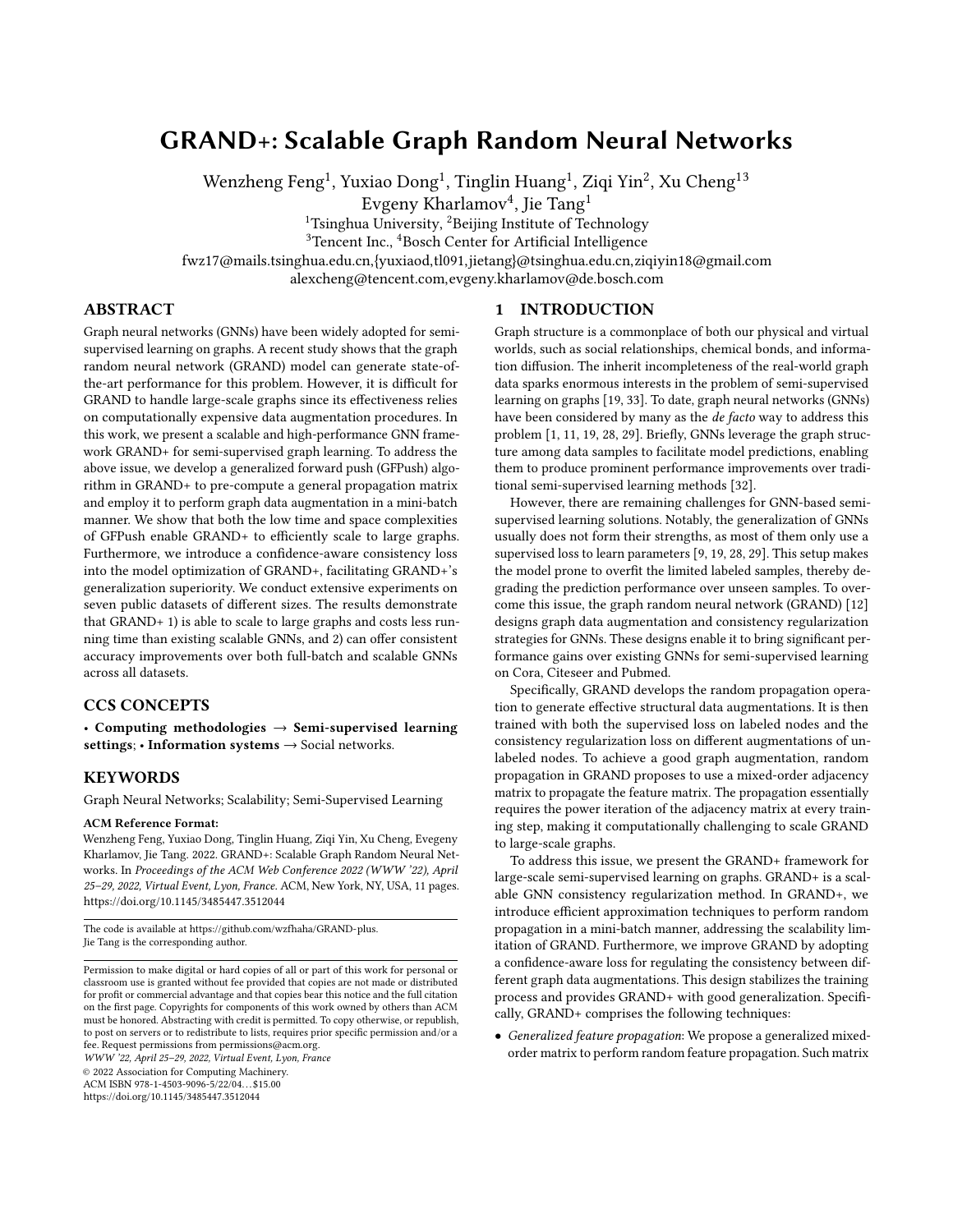# GRAND+: Scalable Graph Random Neural Networks

Wenzheng Feng[1], Yuxiao Dong[1], Tinglin Huang[1], Ziqi Yin[2], Xu Cheng[13]
Evgeny Kharlamov[4], Jie Tang[1]

[1]Tsinghua University, [2]Beijing Institute of Technology
[3]Tencent Inc., [4]Bosch Center for Artificial Intelligence

fwz17@mails.tsinghua.edu.cn,{yuxiaod,tl091,jietang}@tsinghua.edu.cn,ziqiyin18@gmail.com
alexcheng@tencent.com,evgeny.kharlamov@de.bosch.com

## ABSTRACT

Graph neural networks (GNNs) have been widely adopted for semi-supervised learning on graphs. A recent study shows that the graph random neural network (GRAND) model can generate state-of-the-art performance for this problem. However, it is difficult for GRAND to handle large-scale graphs since its effectiveness relies on computationally expensive data augmentation procedures. In this work, we present a scalable and high-performance GNN framework GRAND+ for semi-supervised graph learning. To address the above issue, we develop a generalized forward push (GFPush) algorithm in GRAND+ to pre-compute a general propagation matrix and employ it to perform graph data augmentation in a mini-batch manner. We show that both the low time and space complexities of GFPush enable GRAND+ to efficiently scale to large graphs. Furthermore, we introduce a confidence-aware consistency loss into the model optimization of GRAND+, facilitating GRAND+'s generalization superiority. We conduct extensive experiments on seven public datasets of different sizes. The results demonstrate that GRAND+ 1) is able to scale to large graphs and costs less running time than existing scalable GNNs, and 2) can offer consistent accuracy improvements over both full-batch and scalable GNNs across all datasets.

## CCS CONCEPTS

• **Computing methodologies** → **Semi-supervised learning settings**; • **Information systems** → Social networks.

## KEYWORDS

Graph Neural Networks; Scalability; Semi-Supervised Learning

**ACM Reference Format:**
Wenzheng Feng, Yuxiao Dong, Tinglin Huang, Ziqi Yin, Xu Cheng, Evgeny Kharlamov, Jie Tang. 2022. GRAND+: Scalable Graph Random Neural Networks. In *Proceedings of the ACM Web Conference 2022 (WWW '22), April 25–29, 2022, Virtual Event, Lyon, France.* ACM, New York, NY, USA, 11 pages. https://doi.org/10.1145/3485447.3512044

The code is available at https://github.com/wzfhaha/GRAND-plus.
Jie Tang is the corresponding author.

Permission to make digital or hard copies of all or part of this work for personal or classroom use is granted without fee provided that copies are not made or distributed for profit or commercial advantage and that copies bear this notice and the full citation on the first page. Copyrights for components of this work owned by others than ACM must be honored. Abstracting with credit is permitted. To copy otherwise, or republish, to post on servers or to redistribute to lists, requires prior specific permission and/or a fee. Request permissions from permissions@acm.org.
*WWW '22, April 25–29, 2022, Virtual Event, Lyon, France*
© 2022 Association for Computing Machinery.
ACM ISBN 978-1-4503-9096-5/22/04…$15.00
https://doi.org/10.1145/3485447.3512044

## 1 INTRODUCTION

Graph structure is a commonplace of both our physical and virtual worlds, such as social relationships, chemical bonds, and information diffusion. The inherit incompleteness of the real-world graph data sparks enormous interests in the problem of semi-supervised learning on graphs [19, 33]. To date, graph neural networks (GNNs) have been considered by many as the *de facto* way to address this problem [1, 11, 19, 28, 29]. Briefly, GNNs leverage the graph structure among data samples to facilitate model predictions, enabling them to produce prominent performance improvements over traditional semi-supervised learning methods [32].

However, there are remaining challenges for GNN-based semi-supervised learning solutions. Notably, the generalization of GNNs usually does not form their strengths, as most of them only use a supervised loss to learn parameters [9, 19, 28, 29]. This setup makes the model prone to overfit the limited labeled samples, thereby degrading the prediction performance over unseen samples. To overcome this issue, the graph random neural network (GRAND) [12] designs graph data augmentation and consistency regularization strategies for GNNs. These designs enable it to bring significant performance gains over existing GNNs for semi-supervised learning on Cora, Citeseer and Pubmed.

Specifically, GRAND develops the random propagation operation to generate effective structural data augmentations. It is then trained with both the supervised loss on labeled nodes and the consistency regularization loss on different augmentations of unlabeled nodes. To achieve a good graph augmentation, random propagation in GRAND proposes to use a mixed-order adjacency matrix to propagate the feature matrix. The propagation essentially requires the power iteration of the adjacency matrix at every training step, making it computationally challenging to scale GRAND to large-scale graphs.

To address this issue, we present the GRAND+ framework for large-scale semi-supervised learning on graphs. GRAND+ is a scalable GNN consistency regularization method. In GRAND+, we introduce efficient approximation techniques to perform random propagation in a mini-batch manner, addressing the scalability limitation of GRAND. Furthermore, we improve GRAND by adopting a confidence-aware loss for regulating the consistency between different graph data augmentations. This design stabilizes the training process and provides GRAND+ with good generalization. Specifically, GRAND+ comprises the following techniques:

- *Generalized feature propagation*: We propose a generalized mixed-order matrix to perform random feature propagation. Such matrix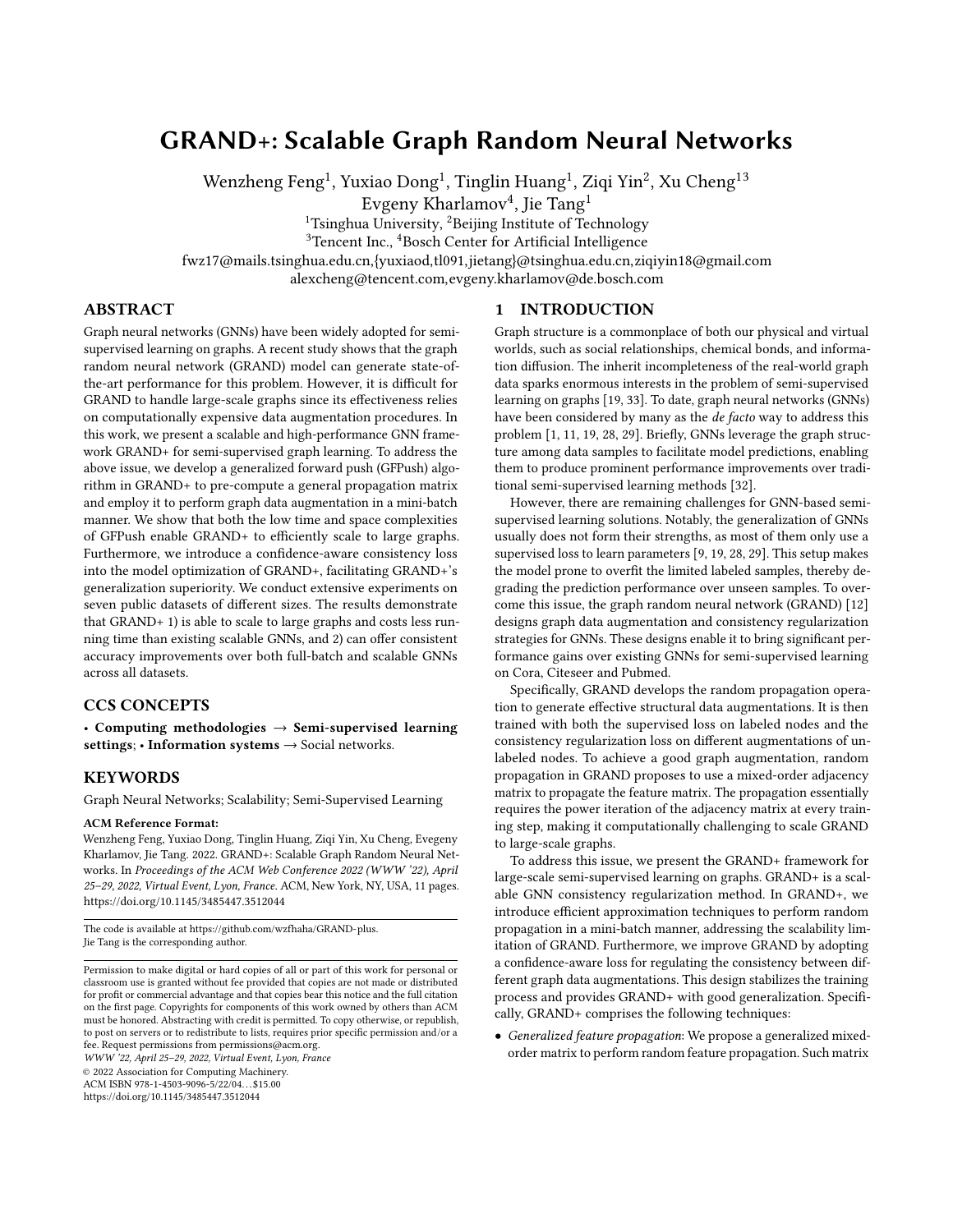# GRAND+: Scalable Graph Random Neural Networks

Wenzheng Feng[1], Yuxiao Dong[1], Tinglin Huang[1], Ziqi Yin[2], Xu Cheng[13]
Evgeny Kharlamov[4], Jie Tang[1]

[1]Tsinghua University, [2]Beijing Institute of Technology
[3]Tencent Inc., [4]Bosch Center for Artificial Intelligence

fwz17@mails.tsinghua.edu.cn,{yuxiaod,tl091,jietang}@tsinghua.edu.cn,ziqiyin18@gmail.com
alexcheng@tencent.com,evgeny.kharlamov@de.bosch.com

## ABSTRACT

Graph neural networks (GNNs) have been widely adopted for semi-supervised learning on graphs. A recent study shows that the graph random neural network (GRAND) model can generate state-of-the-art performance for this problem. However, it is difficult for GRAND to handle large-scale graphs since its effectiveness relies on computationally expensive data augmentation procedures. In this work, we present a scalable and high-performance GNN framework GRAND+ for semi-supervised graph learning. To address the above issue, we develop a generalized forward push (GFPush) algorithm in GRAND+ to pre-compute a general propagation matrix and employ it to perform graph data augmentation in a mini-batch manner. We show that both the low time and space complexities of GFPush enable GRAND+ to efficiently scale to large graphs. Furthermore, we introduce a confidence-aware consistency loss into the model optimization of GRAND+, facilitating GRAND+'s generalization superiority. We conduct extensive experiments on seven public datasets of different sizes. The results demonstrate that GRAND+ 1) is able to scale to large graphs and costs less running time than existing scalable GNNs, and 2) can offer consistent accuracy improvements over both full-batch and scalable GNNs across all datasets.

## CCS CONCEPTS

• **Computing methodologies** → **Semi-supervised learning settings**; • **Information systems** → Social networks.

## KEYWORDS

Graph Neural Networks; Scalability; Semi-Supervised Learning

**ACM Reference Format:**
Wenzheng Feng, Yuxiao Dong, Tinglin Huang, Ziqi Yin, Xu Cheng, Evgeny Kharlamov, Jie Tang. 2022. GRAND+: Scalable Graph Random Neural Networks. In *Proceedings of the ACM Web Conference 2022 (WWW '22), April 25–29, 2022, Virtual Event, Lyon, France.* ACM, New York, NY, USA, 11 pages. https://doi.org/10.1145/3485447.3512044

The code is available at https://github.com/wzfhaha/GRAND-plus.
Jie Tang is the corresponding author.

Permission to make digital or hard copies of all or part of this work for personal or classroom use is granted without fee provided that copies are not made or distributed for profit or commercial advantage and that copies bear this notice and the full citation on the first page. Copyrights for components of this work owned by others than ACM must be honored. Abstracting with credit is permitted. To copy otherwise, or republish, to post on servers or to redistribute to lists, requires prior specific permission and/or a fee. Request permissions from permissions@acm.org.
*WWW '22, April 25–29, 2022, Virtual Event, Lyon, France*
© 2022 Association for Computing Machinery.
ACM ISBN 978-1-4503-9096-5/22/04…$15.00
https://doi.org/10.1145/3485447.3512044

## 1 INTRODUCTION

Graph structure is a commonplace of both our physical and virtual worlds, such as social relationships, chemical bonds, and information diffusion. The inherit incompleteness of the real-world graph data sparks enormous interests in the problem of semi-supervised learning on graphs [19, 33]. To date, graph neural networks (GNNs) have been considered by many as the *de facto* way to address this problem [1, 11, 19, 28, 29]. Briefly, GNNs leverage the graph structure among data samples to facilitate model predictions, enabling them to produce prominent performance improvements over traditional semi-supervised learning methods [32].

However, there are remaining challenges for GNN-based semi-supervised learning solutions. Notably, the generalization of GNNs usually does not form their strengths, as most of them only use a supervised loss to learn parameters [9, 19, 28, 29]. This setup makes the model prone to overfit the limited labeled samples, thereby degrading the prediction performance over unseen samples. To overcome this issue, the graph random neural network (GRAND) [12] designs graph data augmentation and consistency regularization strategies for GNNs. These designs enable it to bring significant performance gains over existing GNNs for semi-supervised learning on Cora, Citeseer and Pubmed.

Specifically, GRAND develops the random propagation operation to generate effective structural data augmentations. It is then trained with both the supervised loss on labeled nodes and the consistency regularization loss on different augmentations of unlabeled nodes. To achieve a good graph augmentation, random propagation in GRAND proposes to use a mixed-order adjacency matrix to propagate the feature matrix. The propagation essentially requires the power iteration of the adjacency matrix at every training step, making it computationally challenging to scale GRAND to large-scale graphs.

To address this issue, we present the GRAND+ framework for large-scale semi-supervised learning on graphs. GRAND+ is a scalable GNN consistency regularization method. In GRAND+, we introduce efficient approximation techniques to perform random propagation in a mini-batch manner, addressing the scalability limitation of GRAND. Furthermore, we improve GRAND by adopting a confidence-aware loss for regulating the consistency between different graph data augmentations. This design stabilizes the training process and provides GRAND+ with good generalization. Specifically, GRAND+ comprises the following techniques:

- *Generalized feature propagation*: We propose a generalized mixed-order matrix to perform random feature propagation. Such matrix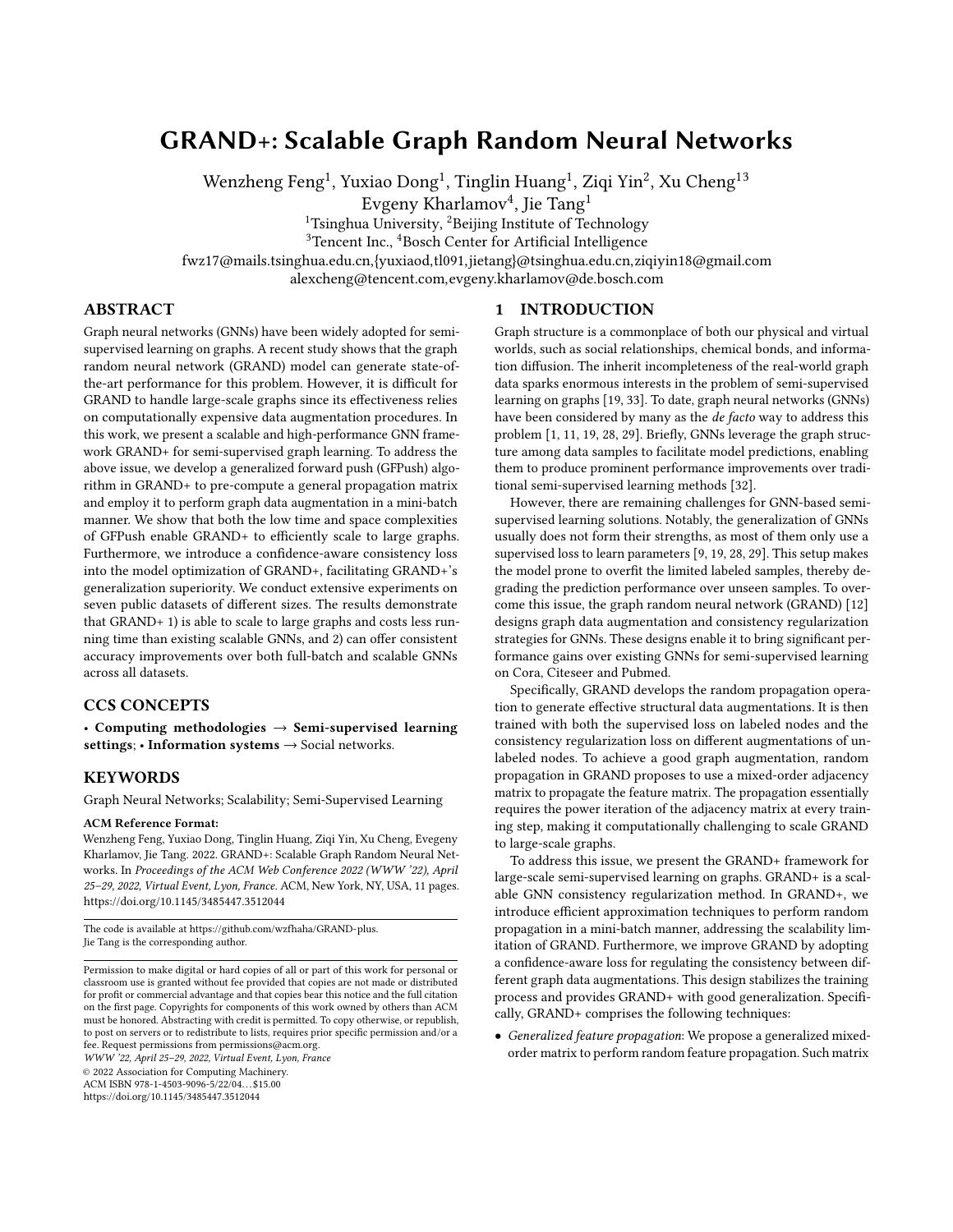# GRAND+: Scalable Graph Random Neural Networks

Wenzheng Feng[1], Yuxiao Dong[1], Tinglin Huang[1], Ziqi Yin[2], Xu Cheng[13]
Evgeny Kharlamov[4], Jie Tang[1]

[1]Tsinghua University, [2]Beijing Institute of Technology
[3]Tencent Inc., [4]Bosch Center for Artificial Intelligence

fwz17@mails.tsinghua.edu.cn,{yuxiaod,tl091,jietang}@tsinghua.edu.cn,ziqiyin18@gmail.com
alexcheng@tencent.com,evgeny.kharlamov@de.bosch.com

## ABSTRACT

Graph neural networks (GNNs) have been widely adopted for semi-supervised learning on graphs. A recent study shows that the graph random neural network (GRAND) model can generate state-of-the-art performance for this problem. However, it is difficult for GRAND to handle large-scale graphs since its effectiveness relies on computationally expensive data augmentation procedures. In this work, we present a scalable and high-performance GNN framework GRAND+ for semi-supervised graph learning. To address the above issue, we develop a generalized forward push (GFPush) algorithm in GRAND+ to pre-compute a general propagation matrix and employ it to perform graph data augmentation in a mini-batch manner. We show that both the low time and space complexities of GFPush enable GRAND+ to efficiently scale to large graphs. Furthermore, we introduce a confidence-aware consistency loss into the model optimization of GRAND+, facilitating GRAND+'s generalization superiority. We conduct extensive experiments on seven public datasets of different sizes. The results demonstrate that GRAND+ 1) is able to scale to large graphs and costs less running time than existing scalable GNNs, and 2) can offer consistent accuracy improvements over both full-batch and scalable GNNs across all datasets.

## CCS CONCEPTS

• **Computing methodologies** → **Semi-supervised learning settings**; • **Information systems** → Social networks.

## KEYWORDS

Graph Neural Networks; Scalability; Semi-Supervised Learning

**ACM Reference Format:**
Wenzheng Feng, Yuxiao Dong, Tinglin Huang, Ziqi Yin, Xu Cheng, Evgeny Kharlamov, Jie Tang. 2022. GRAND+: Scalable Graph Random Neural Networks. In *Proceedings of the ACM Web Conference 2022 (WWW '22), April 25–29, 2022, Virtual Event, Lyon, France.* ACM, New York, NY, USA, 11 pages. https://doi.org/10.1145/3485447.3512044

The code is available at https://github.com/wzfhaha/GRAND-plus.
Jie Tang is the corresponding author.

Permission to make digital or hard copies of all or part of this work for personal or classroom use is granted without fee provided that copies are not made or distributed for profit or commercial advantage and that copies bear this notice and the full citation on the first page. Copyrights for components of this work owned by others than ACM must be honored. Abstracting with credit is permitted. To copy otherwise, or republish, to post on servers or to redistribute to lists, requires prior specific permission and/or a fee. Request permissions from permissions@acm.org.
*WWW '22, April 25–29, 2022, Virtual Event, Lyon, France*
© 2022 Association for Computing Machinery.
ACM ISBN 978-1-4503-9096-5/22/04…$15.00
https://doi.org/10.1145/3485447.3512044

## 1 INTRODUCTION

Graph structure is a commonplace of both our physical and virtual worlds, such as social relationships, chemical bonds, and information diffusion. The inherit incompleteness of the real-world graph data sparks enormous interests in the problem of semi-supervised learning on graphs [19, 33]. To date, graph neural networks (GNNs) have been considered by many as the *de facto* way to address this problem [1, 11, 19, 28, 29]. Briefly, GNNs leverage the graph structure among data samples to facilitate model predictions, enabling them to produce prominent performance improvements over traditional semi-supervised learning methods [32].

However, there are remaining challenges for GNN-based semi-supervised learning solutions. Notably, the generalization of GNNs usually does not form their strengths, as most of them only use a supervised loss to learn parameters [9, 19, 28, 29]. This setup makes the model prone to overfit the limited labeled samples, thereby degrading the prediction performance over unseen samples. To overcome this issue, the graph random neural network (GRAND) [12] designs graph data augmentation and consistency regularization strategies for GNNs. These designs enable it to bring significant performance gains over existing GNNs for semi-supervised learning on Cora, Citeseer and Pubmed.

Specifically, GRAND develops the random propagation operation to generate effective structural data augmentations. It is then trained with both the supervised loss on labeled nodes and the consistency regularization loss on different augmentations of unlabeled nodes. To achieve a good graph augmentation, random propagation in GRAND proposes to use a mixed-order adjacency matrix to propagate the feature matrix. The propagation essentially requires the power iteration of the adjacency matrix at every training step, making it computationally challenging to scale GRAND to large-scale graphs.

To address this issue, we present the GRAND+ framework for large-scale semi-supervised learning on graphs. GRAND+ is a scalable GNN consistency regularization method. In GRAND+, we introduce efficient approximation techniques to perform random propagation in a mini-batch manner, addressing the scalability limitation of GRAND. Furthermore, we improve GRAND by adopting a confidence-aware loss for regulating the consistency between different graph data augmentations. This design stabilizes the training process and provides GRAND+ with good generalization. Specifically, GRAND+ comprises the following techniques:

- *Generalized feature propagation*: We propose a generalized mixed-order matrix to perform random feature propagation. Such matrix